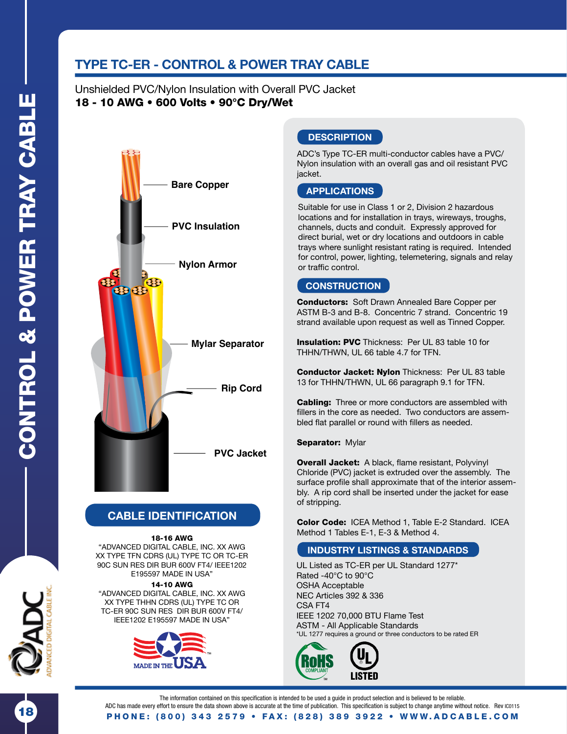# TYPE TC-ER - CONTROL & POWER TRAY CABLE

Unshielded PVC/Nylon Insulation with Overall PVC Jacket

**18 - 10 AWG • 600 Volts • 90°C Dry/Wet**

Bare Copper

PVC Insulation

Nylon Armor

Mylar Separator

Rip Cord

PVC Jacket

## CABLE IDENTIFICATION

**18-16 AWG**

"ADVANCED DIGITAL CABLE, INC. XX AWG XX TYPE TFN CDRS (UL) TYPE TC OR TC-ER 90C SUN RES DIR BUR 600V FT4/ IEEE1202 E195597 MADE IN USA"

**14-10 AWG**

"ADVANCED DIGITAL CABLE, INC. XX AWG XX TYPE THHN CDRS (UL) TYPE TC OR TC-ER 90C SUN RES DIR BUR 600V FT4/ IEEE1202 E195597 MADE IN USA"

## DESCRIPTION

ADC's Type TC-ER multi-conductor cables have a PVC/ Nylon insulation with an overall gas and oil resistant PVC jacket.

## APPLICATIONS

Suitable for use in Class 1 or 2, Division 2 hazardous locations and for installation in trays, wireways, troughs, channels, ducts and conduit. Expressly approved for direct burial, wet or dry locations and outdoors in cable trays where sunlight resistant rating is required. Intended for control, power, lighting, telemetering, signals and relay or traffic control.

## CONSTRUCTION

**Conductors:** Soft Drawn Annealed Bare Copper per ASTM B-3 and B-8. Concentric 7 strand. Concentric 19 strand available upon request as well as Tinned Copper.

**Insulation: PVC** Thickness: Per UL 83 table 10 for THHN/THWN, UL 66 table 4.7 for TFN.

**Conductor Jacket: Nylon** Thickness: Per UL 83 table 13 for THHN/THWN, UL 66 paragraph 9.1 for TFN.

**Cabling:** Three or more conductors are assembled with fillers in the core as needed. Two conductors are assembled flat parallel or round with fillers as needed.

**Separator:** Mylar

**Overall Jacket:** A black, flame resistant, Polyvinyl Chloride (PVC) jacket is extruded over the assembly. The surface profile shall approximate that of the interior assembly. A rip cord shall be inserted under the jacket for ease of stripping.

**Color Code:** ICEA Method 1, Table E-2 Standard. ICEA Method 1 Tables E-1, E-3 & Method 4.

## INDUSTRY LISTINGS & STANDARDS

UL Listed as TC-ER per UL Standard 1277*
Rated -40°C to 90°C
OSHA Acceptable
NEC Articles 392 & 336
CSA FT4
IEEE 1202 70,000 BTU Flame Test
ASTM - All Applicable Standards

*UL 1277 requires a ground or three conductors to be rated ER

The information contained on this specification is intended to be used a guide in product selection and is believed to be reliable. ADC has made every effort to ensure the data shown above is accurate at the time of publication. This specification is subject to change anytime without notice. Rev IC0115

PHONE: (800) 343 2579 • FAX: (828) 389 3922 • WWW.ADCABLE.COM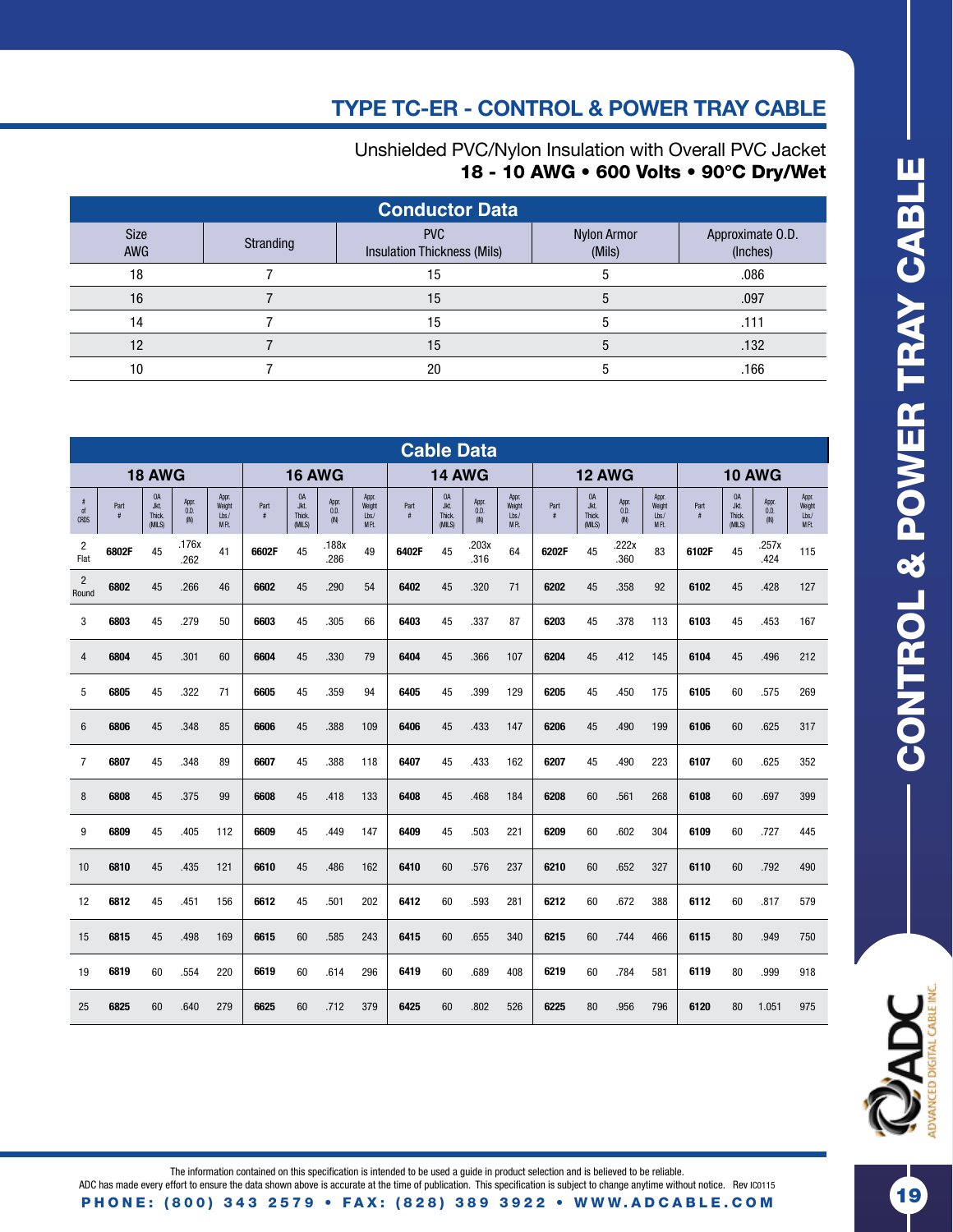## TYPE TC-ER - CONTROL & POWER TRAY CABLE

Unshielded PVC/Nylon Insulation with Overall PVC Jacket

**18 - 10 AWG • 600 Volts • 90°C Dry/Wet**

### Conductor Data

| Size AWG | Stranding | PVC Insulation Thickness (Mils) | Nylon Armor (Mils) | Approximate O.D. (Inches) |
|---|---|---|---|---|
| 18 | 7 | 15 | 5 | .086 |
| 16 | 7 | 15 | 5 | .097 |
| 14 | 7 | 15 | 5 | .111 |
| 12 | 7 | 15 | 5 | .132 |
| 10 | 7 | 20 | 5 | .166 |

### Cable Data

| | 18 AWG | | | | 16 AWG | | | | 14 AWG | | | | 12 AWG | | | | 10 AWG | | | |
|---|---|---|---|---|---|---|---|---|---|---|---|---|---|---|---|---|---|---|---|---|
| # of CRDS | Part # | OA Jkt. Thick. (MILS) | Appr. O.D. (IN) | Appr. Weight Lbs./ M Ft. | Part # | OA Jkt. Thick. (MILS) | Appr. O.D. (IN) | Appr. Weight Lbs./ M Ft. | Part # | OA Jkt. Thick. (MILS) | Appr. O.D. (IN) | Appr. Weight Lbs./ M Ft. | Part # | OA Jkt. Thick. (MILS) | Appr. O.D. (IN) | Appr. Weight Lbs./ M Ft. | Part # | OA Jkt. Thick. (MILS) | Appr. O.D. (IN) | Appr. Weight Lbs./ M Ft. |
| 2 Flat | **6802F** | 45 | .176x .262 | 41 | **6602F** | 45 | .188x .286 | 49 | **6402F** | 45 | .203x .316 | 64 | **6202F** | 45 | .222x .360 | 83 | **6102F** | 45 | .257x .424 | 115 |
| 2 Round | **6802** | 45 | .266 | 46 | **6602** | 45 | .290 | 54 | **6402** | 45 | .320 | 71 | **6202** | 45 | .358 | 92 | **6102** | 45 | .428 | 127 |
| 3 | **6803** | 45 | .279 | 50 | **6603** | 45 | .305 | 66 | **6403** | 45 | .337 | 87 | **6203** | 45 | .378 | 113 | **6103** | 45 | .453 | 167 |
| 4 | **6804** | 45 | .301 | 60 | **6604** | 45 | .330 | 79 | **6404** | 45 | .366 | 107 | **6204** | 45 | .412 | 145 | **6104** | 45 | .496 | 212 |
| 5 | **6805** | 45 | .322 | 71 | **6605** | 45 | .359 | 94 | **6405** | 45 | .399 | 129 | **6205** | 45 | .450 | 175 | **6105** | 60 | .575 | 269 |
| 6 | **6806** | 45 | .348 | 85 | **6606** | 45 | .388 | 109 | **6406** | 45 | .433 | 147 | **6206** | 45 | .490 | 199 | **6106** | 60 | .625 | 317 |
| 7 | **6807** | 45 | .348 | 89 | **6607** | 45 | .388 | 118 | **6407** | 45 | .433 | 162 | **6207** | 45 | .490 | 223 | **6107** | 60 | .625 | 352 |
| 8 | **6808** | 45 | .375 | 99 | **6608** | 45 | .418 | 133 | **6408** | 45 | .468 | 184 | **6208** | 60 | .561 | 268 | **6108** | 60 | .697 | 399 |
| 9 | **6809** | 45 | .405 | 112 | **6609** | 45 | .449 | 147 | **6409** | 45 | .503 | 221 | **6209** | 60 | .602 | 304 | **6109** | 60 | .727 | 445 |
| 10 | **6810** | 45 | .435 | 121 | **6610** | 45 | .486 | 162 | **6410** | 60 | .576 | 237 | **6210** | 60 | .652 | 327 | **6110** | 60 | .792 | 490 |
| 12 | **6812** | 45 | .451 | 156 | **6612** | 45 | .501 | 202 | **6412** | 60 | .593 | 281 | **6212** | 60 | .672 | 388 | **6112** | 60 | .817 | 579 |
| 15 | **6815** | 45 | .498 | 169 | **6615** | 60 | .585 | 243 | **6415** | 60 | .655 | 340 | **6215** | 60 | .744 | 466 | **6115** | 80 | .949 | 750 |
| 19 | **6819** | 60 | .554 | 220 | **6619** | 60 | .614 | 296 | **6419** | 60 | .689 | 408 | **6219** | 60 | .784 | 581 | **6119** | 80 | .999 | 918 |
| 25 | **6825** | 60 | .640 | 279 | **6625** | 60 | .712 | 379 | **6425** | 60 | .802 | 526 | **6225** | 80 | .956 | 796 | **6120** | 80 | 1.051 | 975 |

The information contained on this specification is intended to be used a guide in product selection and is believed to be reliable.
ADC has made every effort to ensure the data shown above is accurate at the time of publication. This specification is subject to change anytime without notice. Rev IC0115

**PHONE: (800) 343 2579 • FAX: (828) 389 3922 • WWW.ADCABLE.COM**